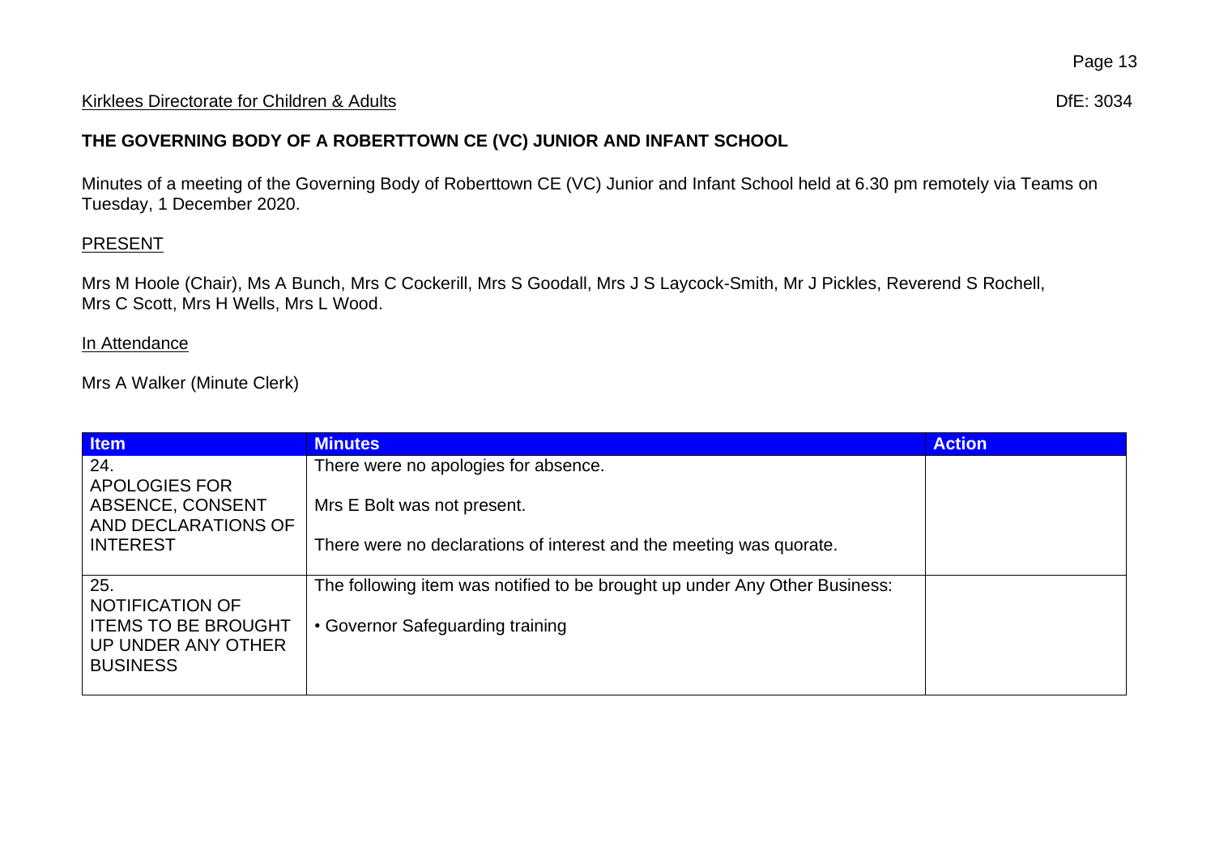Kirklees Directorate for Children & Adults DfE: 3034

**THE GOVERNING BODY OF A ROBERTTOWN CE (VC) JUNIOR AND INFANT SCHOOL**

Minutes of a meeting of the Governing Body of Roberttown CE (VC) Junior and Infant School held at 6.30 pm remotely via Teams on Tuesday, 1 December 2020.

PRESENT

Mrs M Hoole (Chair), Ms A Bunch, Mrs C Cockerill, Mrs S Goodall, Mrs J S Laycock-Smith, Mr J Pickles, Reverend S Rochell, Mrs C Scott, Mrs H Wells, Mrs L Wood.

In Attendance

Mrs A Walker (Minute Clerk)

| Item | Minutes | Action |
| --- | --- | --- |
| 24. APOLOGIES FOR ABSENCE, CONSENT AND DECLARATIONS OF INTEREST | There were no apologies for absence.<br><br>Mrs E Bolt was not present.<br><br>There were no declarations of interest and the meeting was quorate. | |
| 25. NOTIFICATION OF ITEMS TO BE BROUGHT UP UNDER ANY OTHER BUSINESS | The following item was notified to be brought up under Any Other Business:<br><br>• Governor Safeguarding training | |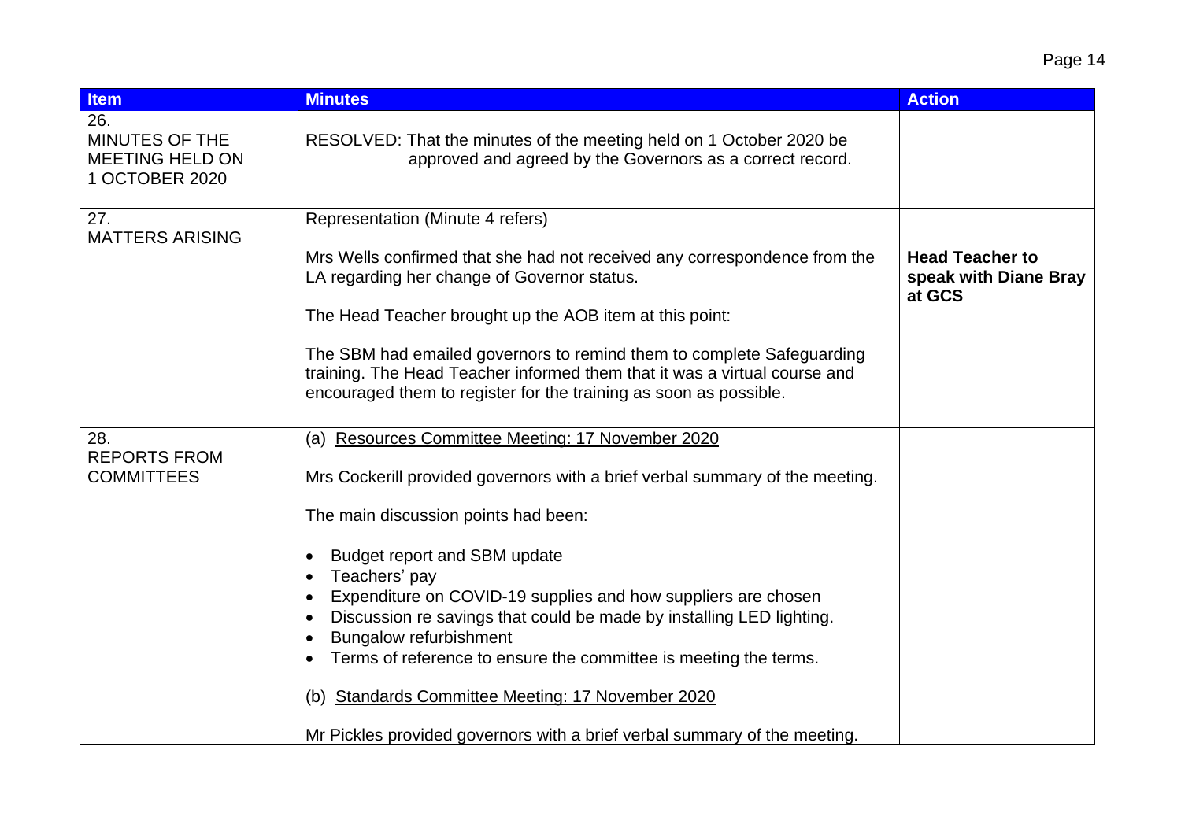| Item | Minutes | Action |
| --- | --- | --- |
| 26. MINUTES OF THE MEETING HELD ON 1 OCTOBER 2020 | RESOLVED: That the minutes of the meeting held on 1 October 2020 be approved and agreed by the Governors as a correct record. | |
| 27. MATTERS ARISING | Representation (Minute 4 refers)<br><br>Mrs Wells confirmed that she had not received any correspondence from the LA regarding her change of Governor status.<br><br>The Head Teacher brought up the AOB item at this point:<br><br>The SBM had emailed governors to remind them to complete Safeguarding training. The Head Teacher informed them that it was a virtual course and encouraged them to register for the training as soon as possible. | **Head Teacher to speak with Diane Bray at GCS** |
| 28. REPORTS FROM COMMITTEES | (a) Resources Committee Meeting: 17 November 2020<br><br>Mrs Cockerill provided governors with a brief verbal summary of the meeting.<br><br>The main discussion points had been:<br><br>• Budget report and SBM update<br>• Teachers' pay<br>• Expenditure on COVID-19 supplies and how suppliers are chosen<br>• Discussion re savings that could be made by installing LED lighting.<br>• Bungalow refurbishment<br>• Terms of reference to ensure the committee is meeting the terms.<br><br>(b) Standards Committee Meeting: 17 November 2020<br><br>Mr Pickles provided governors with a brief verbal summary of the meeting. | |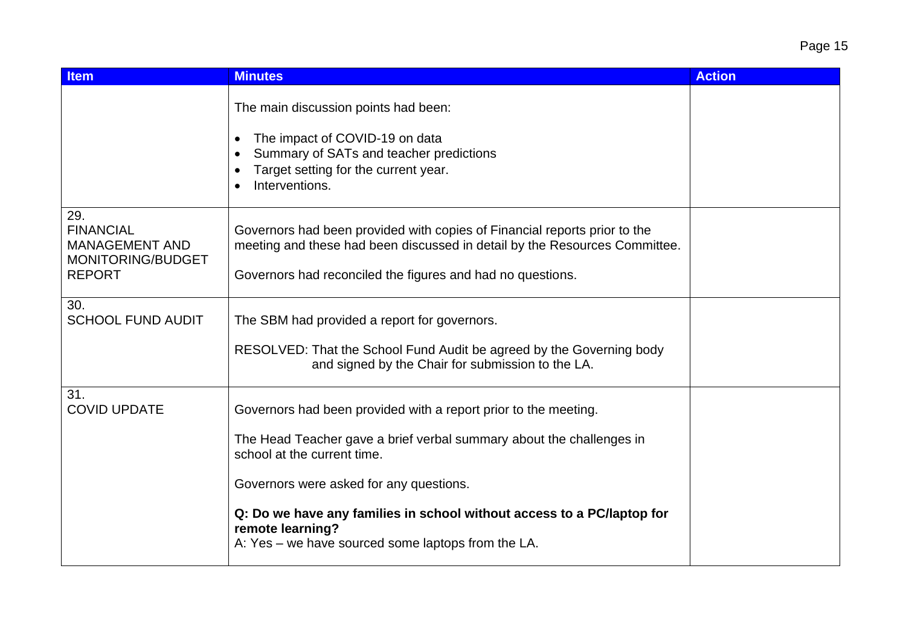| Item | Minutes | Action |
|---|---|---|
| | The main discussion points had been:<br><br>• The impact of COVID-19 on data<br>• Summary of SATs and teacher predictions<br>• Target setting for the current year.<br>• Interventions. | |
| 29.<br>FINANCIAL MANAGEMENT AND MONITORING/BUDGET REPORT | Governors had been provided with copies of Financial reports prior to the meeting and these had been discussed in detail by the Resources Committee.<br><br>Governors had reconciled the figures and had no questions. | |
| 30.<br>SCHOOL FUND AUDIT | The SBM had provided a report for governors.<br><br>RESOLVED: That the School Fund Audit be agreed by the Governing body and signed by the Chair for submission to the LA. | |
| 31.<br>COVID UPDATE | Governors had been provided with a report prior to the meeting.<br><br>The Head Teacher gave a brief verbal summary about the challenges in school at the current time.<br><br>Governors were asked for any questions.<br><br>**Q: Do we have any families in school without access to a PC/laptop for remote learning?**<br>A: Yes – we have sourced some laptops from the LA. | |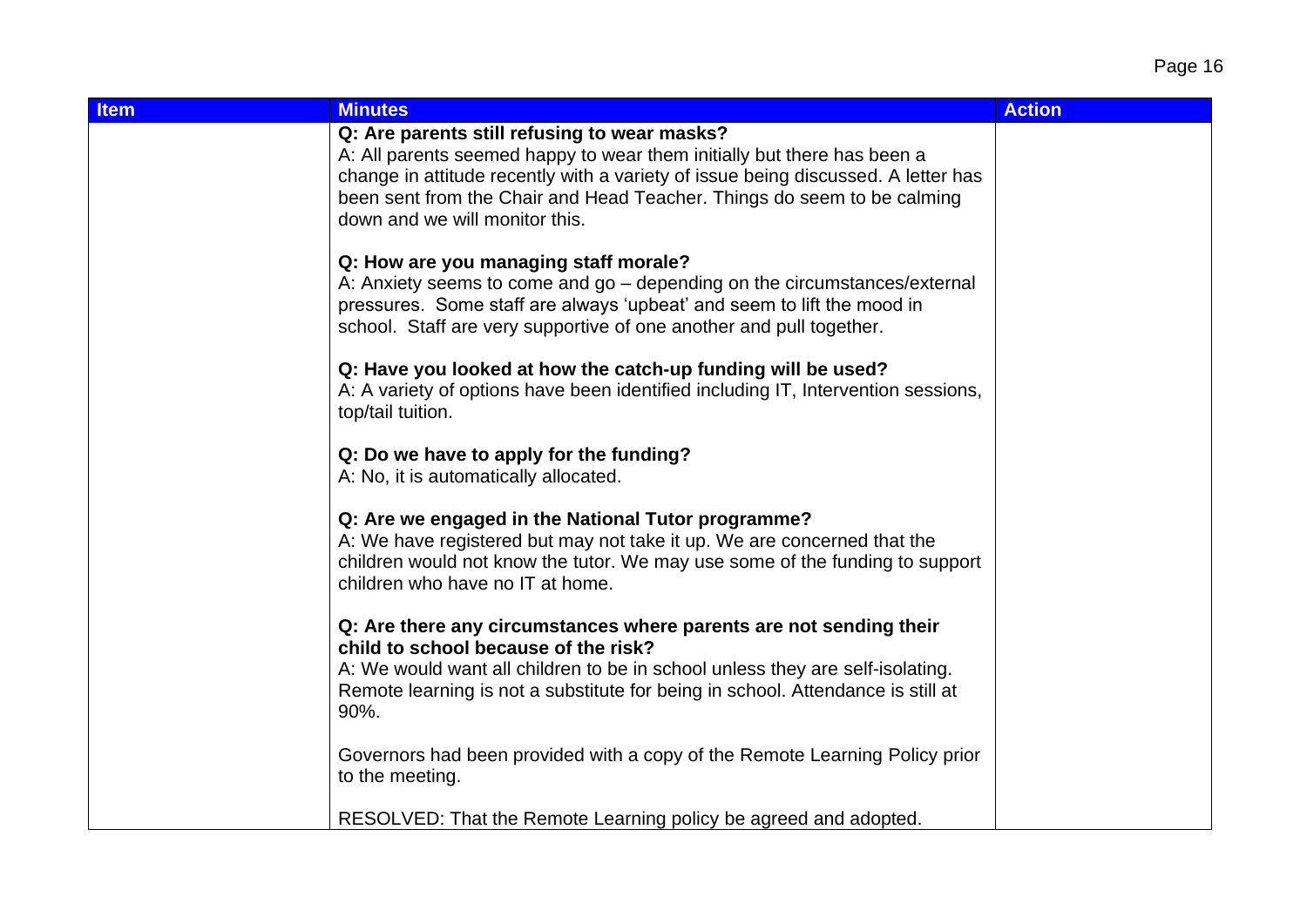| Item | Minutes | Action |
| --- | --- | --- |
| | **Q: Are parents still refusing to wear masks?**<br>A: All parents seemed happy to wear them initially but there has been a change in attitude recently with a variety of issue being discussed. A letter has been sent from the Chair and Head Teacher. Things do seem to be calming down and we will monitor this.<br><br>**Q: How are you managing staff morale?**<br>A: Anxiety seems to come and go – depending on the circumstances/external pressures. Some staff are always 'upbeat' and seem to lift the mood in school. Staff are very supportive of one another and pull together.<br><br>**Q: Have you looked at how the catch-up funding will be used?**<br>A: A variety of options have been identified including IT, Intervention sessions, top/tail tuition.<br><br>**Q: Do we have to apply for the funding?**<br>A: No, it is automatically allocated.<br><br>**Q: Are we engaged in the National Tutor programme?**<br>A: We have registered but may not take it up. We are concerned that the children would not know the tutor. We may use some of the funding to support children who have no IT at home.<br><br>**Q: Are there any circumstances where parents are not sending their child to school because of the risk?**<br>A: We would want all children to be in school unless they are self-isolating. Remote learning is not a substitute for being in school. Attendance is still at 90%.<br><br>Governors had been provided with a copy of the Remote Learning Policy prior to the meeting.<br><br>RESOLVED: That the Remote Learning policy be agreed and adopted. | |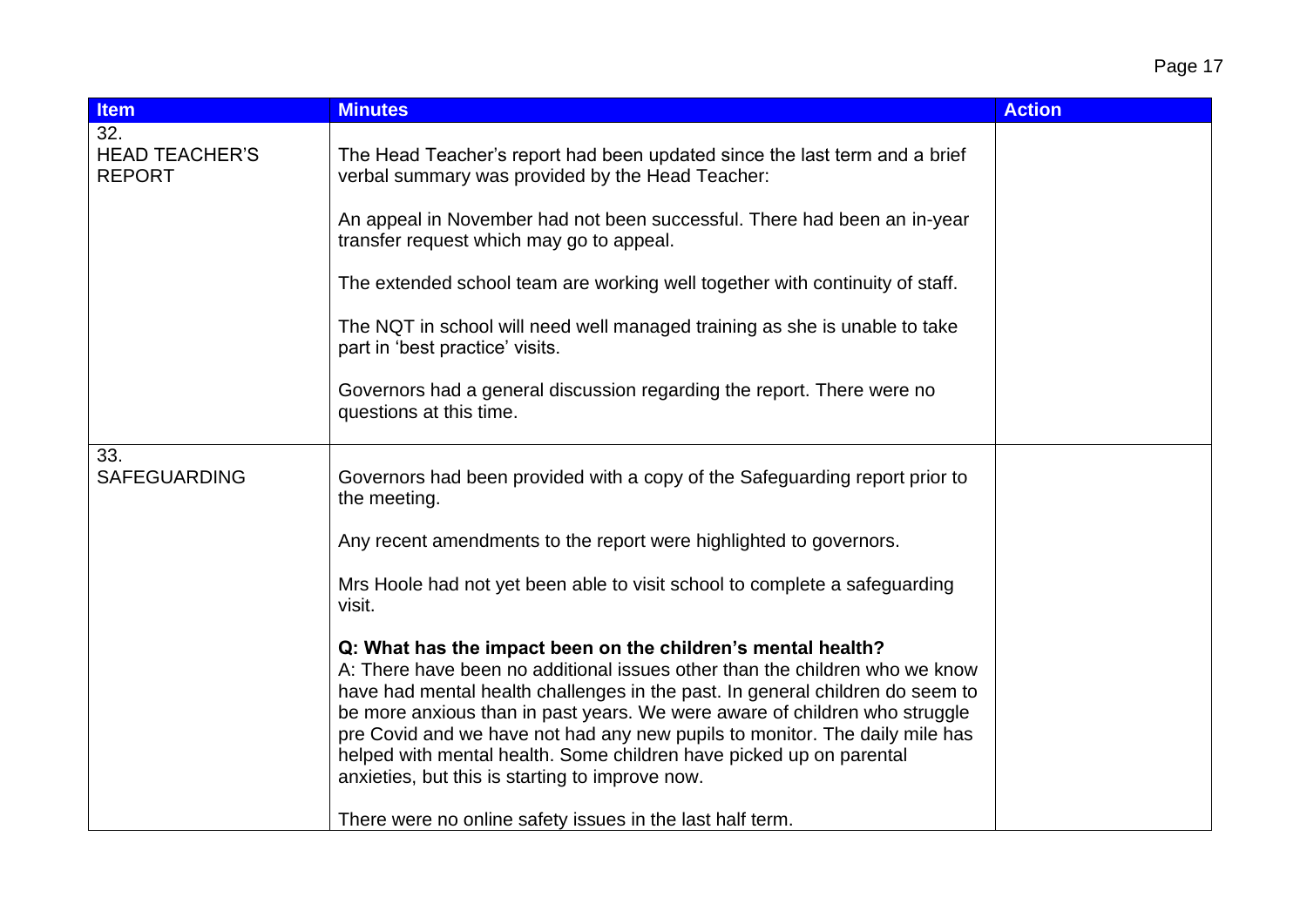| Item | Minutes | Action |
|---|---|---|
| 32.<br>HEAD TEACHER'S REPORT | The Head Teacher's report had been updated since the last term and a brief verbal summary was provided by the Head Teacher:<br><br>An appeal in November had not been successful. There had been an in-year transfer request which may go to appeal.<br><br>The extended school team are working well together with continuity of staff.<br><br>The NQT in school will need well managed training as she is unable to take part in 'best practice' visits.<br><br>Governors had a general discussion regarding the report. There were no questions at this time. | |
| 33.<br>SAFEGUARDING | Governors had been provided with a copy of the Safeguarding report prior to the meeting.<br><br>Any recent amendments to the report were highlighted to governors.<br><br>Mrs Hoole had not yet been able to visit school to complete a safeguarding visit.<br><br>**Q: What has the impact been on the children's mental health?**<br>A: There have been no additional issues other than the children who we know have had mental health challenges in the past. In general children do seem to be more anxious than in past years. We were aware of children who struggle pre Covid and we have not had any new pupils to monitor. The daily mile has helped with mental health. Some children have picked up on parental anxieties, but this is starting to improve now.<br><br>There were no online safety issues in the last half term. | |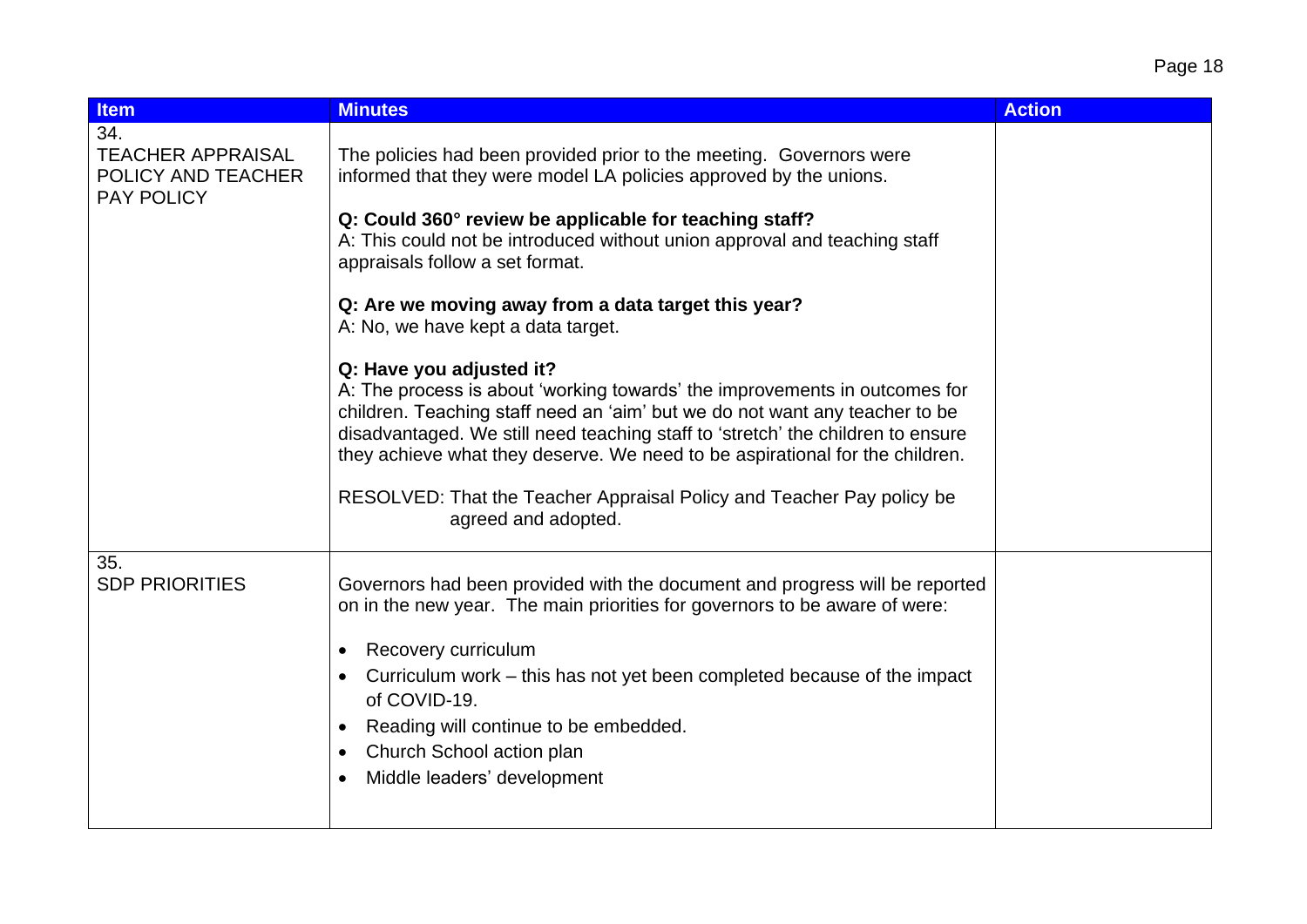| Item | Minutes | Action |
| --- | --- | --- |
| 34. TEACHER APPRAISAL POLICY AND TEACHER PAY POLICY | The policies had been provided prior to the meeting. Governors were informed that they were model LA policies approved by the unions.<br><br>**Q: Could 360° review be applicable for teaching staff?**<br>A: This could not be introduced without union approval and teaching staff appraisals follow a set format.<br><br>**Q: Are we moving away from a data target this year?**<br>A: No, we have kept a data target.<br><br>**Q: Have you adjusted it?**<br>A: The process is about 'working towards' the improvements in outcomes for children. Teaching staff need an 'aim' but we do not want any teacher to be disadvantaged. We still need teaching staff to 'stretch' the children to ensure they achieve what they deserve. We need to be aspirational for the children.<br><br>RESOLVED: That the Teacher Appraisal Policy and Teacher Pay policy be agreed and adopted. | |
| 35. SDP PRIORITIES | Governors had been provided with the document and progress will be reported on in the new year. The main priorities for governors to be aware of were:<br><br>• Recovery curriculum<br>• Curriculum work – this has not yet been completed because of the impact of COVID-19.<br>• Reading will continue to be embedded.<br>• Church School action plan<br>• Middle leaders' development | |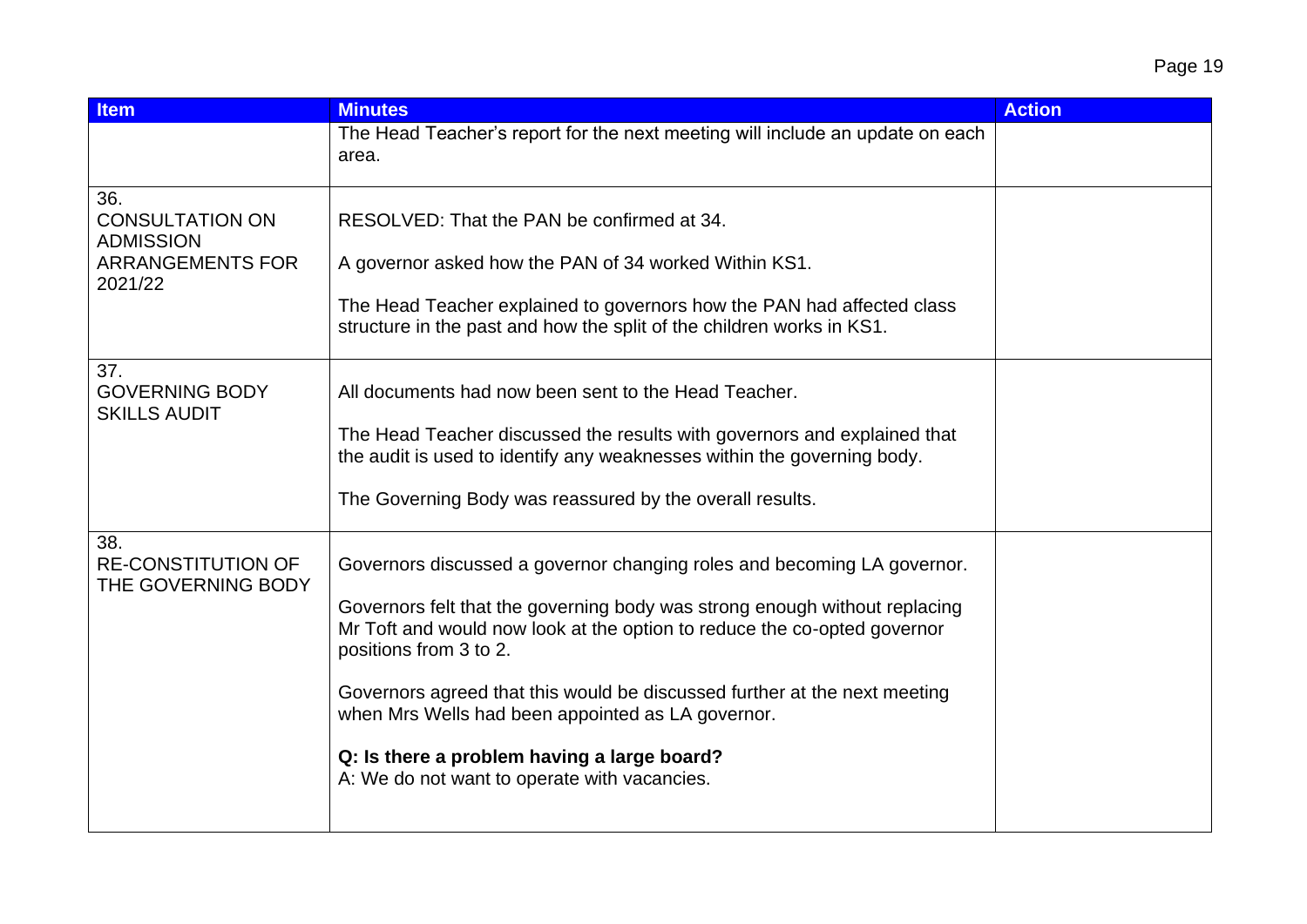| Item | Minutes | Action |
|---|---|---|
| | The Head Teacher's report for the next meeting will include an update on each area. | |
| 36. CONSULTATION ON ADMISSION ARRANGEMENTS FOR 2021/22 | RESOLVED: That the PAN be confirmed at 34.<br><br>A governor asked how the PAN of 34 worked Within KS1.<br><br>The Head Teacher explained to governors how the PAN had affected class structure in the past and how the split of the children works in KS1. | |
| 37. GOVERNING BODY SKILLS AUDIT | All documents had now been sent to the Head Teacher.<br><br>The Head Teacher discussed the results with governors and explained that the audit is used to identify any weaknesses within the governing body.<br><br>The Governing Body was reassured by the overall results. | |
| 38. RE-CONSTITUTION OF THE GOVERNING BODY | Governors discussed a governor changing roles and becoming LA governor.<br><br>Governors felt that the governing body was strong enough without replacing Mr Toft and would now look at the option to reduce the co-opted governor positions from 3 to 2.<br><br>Governors agreed that this would be discussed further at the next meeting when Mrs Wells had been appointed as LA governor.<br><br>**Q: Is there a problem having a large board?**<br>A: We do not want to operate with vacancies. | |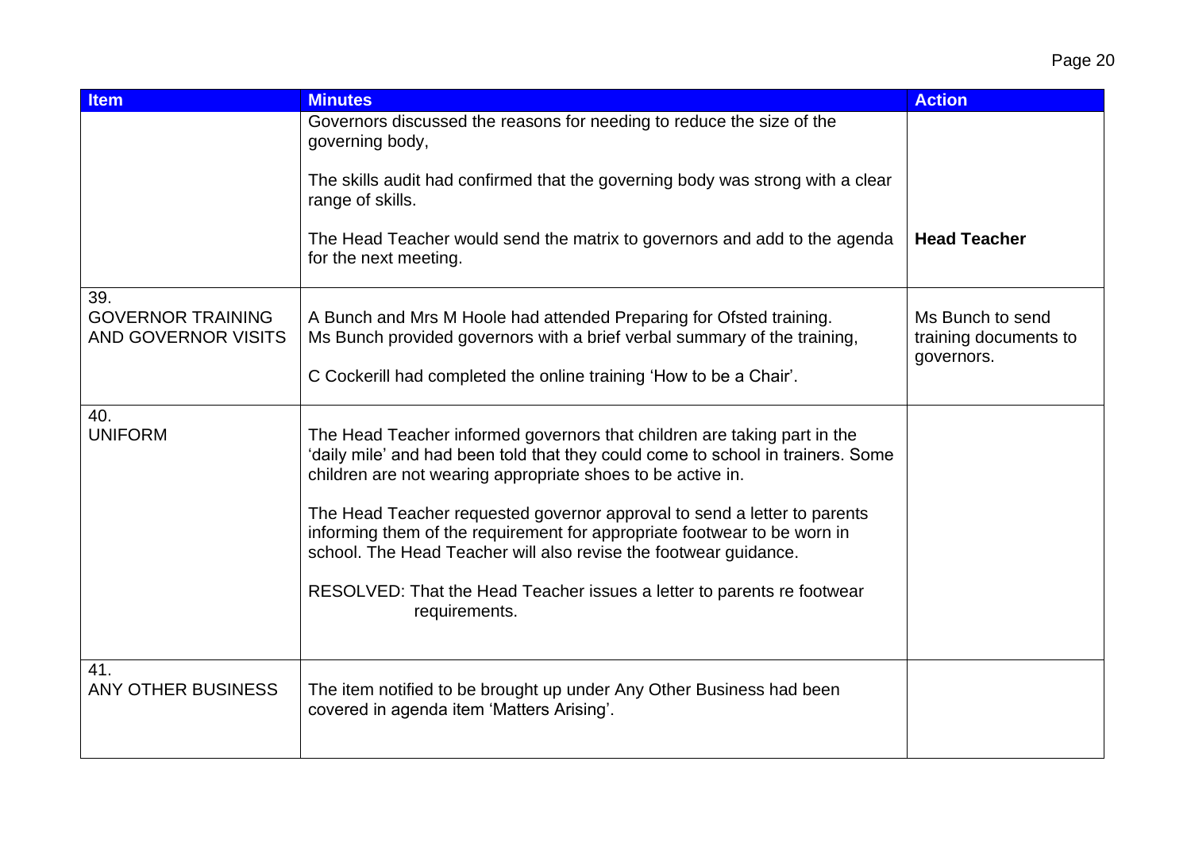| Item | Minutes | Action |
|---|---|---|
| | Governors discussed the reasons for needing to reduce the size of the governing body,<br><br>The skills audit had confirmed that the governing body was strong with a clear range of skills.<br><br>The Head Teacher would send the matrix to governors and add to the agenda for the next meeting. | <br><br><br><br>**Head Teacher** |
| 39.<br>GOVERNOR TRAINING AND GOVERNOR VISITS | A Bunch and Mrs M Hoole had attended Preparing for Ofsted training. Ms Bunch provided governors with a brief verbal summary of the training,<br><br>C Cockerill had completed the online training 'How to be a Chair'. | Ms Bunch to send training documents to governors. |
| 40.<br>UNIFORM | The Head Teacher informed governors that children are taking part in the 'daily mile' and had been told that they could come to school in trainers. Some children are not wearing appropriate shoes to be active in.<br><br>The Head Teacher requested governor approval to send a letter to parents informing them of the requirement for appropriate footwear to be worn in school. The Head Teacher will also revise the footwear guidance.<br><br>RESOLVED: That the Head Teacher issues a letter to parents re footwear requirements. | |
| 41.<br>ANY OTHER BUSINESS | The item notified to be brought up under Any Other Business had been covered in agenda item 'Matters Arising'. | |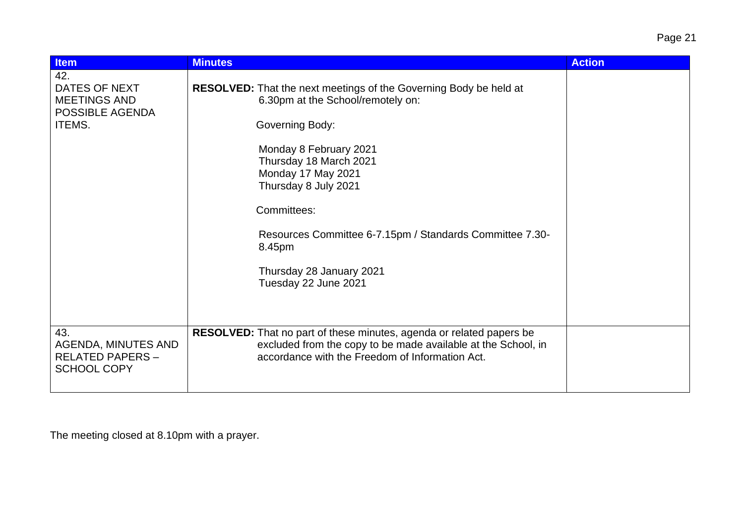| Item | Minutes | Action |
|---|---|---|
| 42.<br>DATES OF NEXT MEETINGS AND POSSIBLE AGENDA ITEMS. | **RESOLVED:** That the next meetings of the Governing Body be held at 6.30pm at the School/remotely on:<br><br>Governing Body:<br><br>Monday 8 February 2021<br>Thursday 18 March 2021<br>Monday 17 May 2021<br>Thursday 8 July 2021<br><br>Committees:<br><br>Resources Committee 6-7.15pm / Standards Committee 7.30-8.45pm<br><br>Thursday 28 January 2021<br>Tuesday 22 June 2021 | |
| 43.<br>AGENDA, MINUTES AND RELATED PAPERS – SCHOOL COPY | **RESOLVED:** That no part of these minutes, agenda or related papers be excluded from the copy to be made available at the School, in accordance with the Freedom of Information Act. | |

The meeting closed at 8.10pm with a prayer.